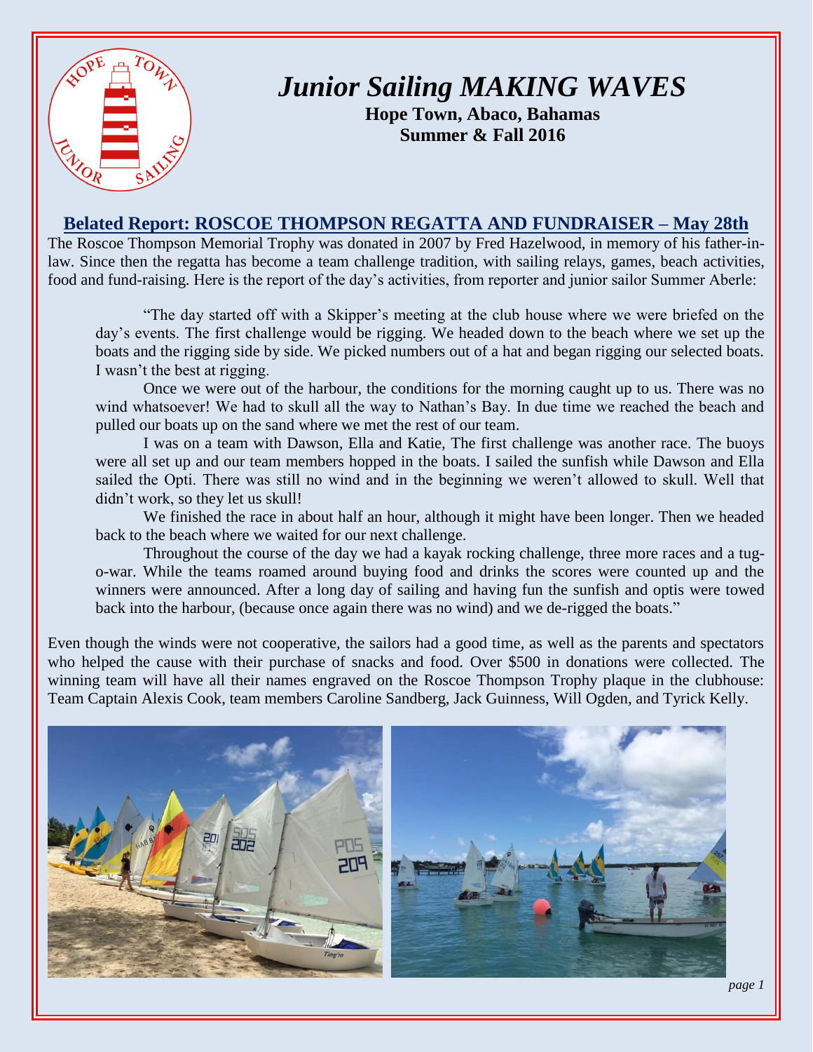# *Junior Sailing MAKING WAVES*

**Hope Town, Abaco, Bahamas**
**Summer & Fall 2016**

## Belated Report: ROSCOE THOMPSON REGATTA AND FUNDRAISER – May 28th

The Roscoe Thompson Memorial Trophy was donated in 2007 by Fred Hazelwood, in memory of his father-in-law. Since then the regatta has become a team challenge tradition, with sailing relays, games, beach activities, food and fund-raising. Here is the report of the day's activities, from reporter and junior sailor Summer Aberle:

> "The day started off with a Skipper's meeting at the club house where we were briefed on the day's events. The first challenge would be rigging. We headed down to the beach where we set up the boats and the rigging side by side. We picked numbers out of a hat and began rigging our selected boats. I wasn't the best at rigging.
>
> Once we were out of the harbour, the conditions for the morning caught up to us. There was no wind whatsoever! We had to skull all the way to Nathan's Bay. In due time we reached the beach and pulled our boats up on the sand where we met the rest of our team.
>
> I was on a team with Dawson, Ella and Katie, The first challenge was another race. The buoys were all set up and our team members hopped in the boats. I sailed the sunfish while Dawson and Ella sailed the Opti. There was still no wind and in the beginning we weren't allowed to skull. Well that didn't work, so they let us skull!
>
> We finished the race in about half an hour, although it might have been longer. Then we headed back to the beach where we waited for our next challenge.
>
> Throughout the course of the day we had a kayak rocking challenge, three more races and a tug-o-war. While the teams roamed around buying food and drinks the scores were counted up and the winners were announced. After a long day of sailing and having fun the sunfish and optis were towed back into the harbour, (because once again there was no wind) and we de-rigged the boats."

Even though the winds were not cooperative, the sailors had a good time, as well as the parents and spectators who helped the cause with their purchase of snacks and food. Over $500 in donations were collected. The winning team will have all their names engraved on the Roscoe Thompson Trophy plaque in the clubhouse: Team Captain Alexis Cook, team members Caroline Sandberg, Jack Guinness, Will Ogden, and Tyrick Kelly.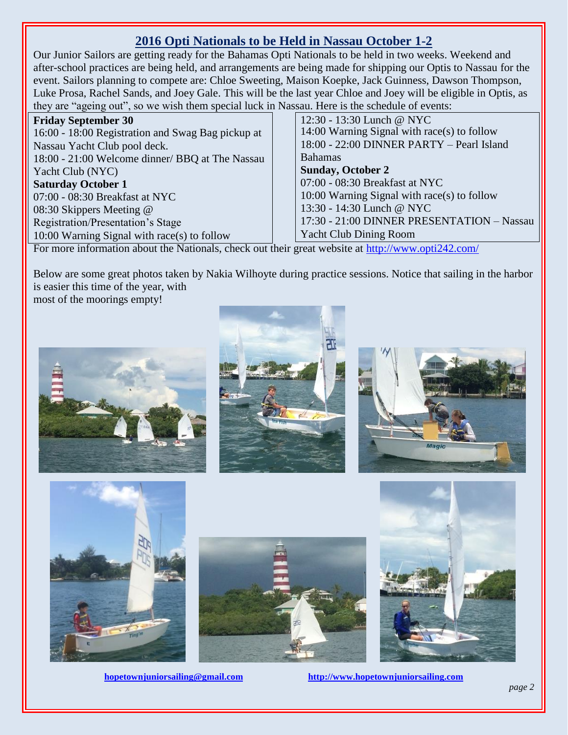## 2016 Opti Nationals to be Held in Nassau October 1-2

Our Junior Sailors are getting ready for the Bahamas Opti Nationals to be held in two weeks. Weekend and after-school practices are being held, and arrangements are being made for shipping our Optis to Nassau for the event. Sailors planning to compete are: Chloe Sweeting, Maison Koepke, Jack Guinness, Dawson Thompson, Luke Prosa, Rachel Sands, and Joey Gale. This will be the last year Chloe and Joey will be eligible in Optis, as they are "ageing out", so we wish them special luck in Nassau. Here is the schedule of events:

**Friday September 30**
16:00 - 18:00 Registration and Swag Bag pickup at Nassau Yacht Club pool deck.
18:00 - 21:00 Welcome dinner/ BBQ at The Nassau Yacht Club (NYC)

**Saturday October 1**
07:00 - 08:30 Breakfast at NYC
08:30 Skippers Meeting @ Registration/Presentation's Stage
10:00 Warning Signal with race(s) to follow
12:30 - 13:30 Lunch @ NYC
14:00 Warning Signal with race(s) to follow
18:00 - 22:00 DINNER PARTY – Pearl Island Bahamas

**Sunday, October 2**
07:00 - 08:30 Breakfast at NYC
10:00 Warning Signal with race(s) to follow
13:30 - 14:30 Lunch @ NYC
17:30 - 21:00 DINNER PRESENTATION – Nassau Yacht Club Dining Room

For more information about the Nationals, check out their great website at http://www.opti242.com/

Below are some great photos taken by Nakia Wilhoyte during practice sessions. Notice that sailing in the harbor is easier this time of the year, with most of the moorings empty!

hopetownjuniorsailing@gmail.com http://www.hopetownjuniorsailing.com